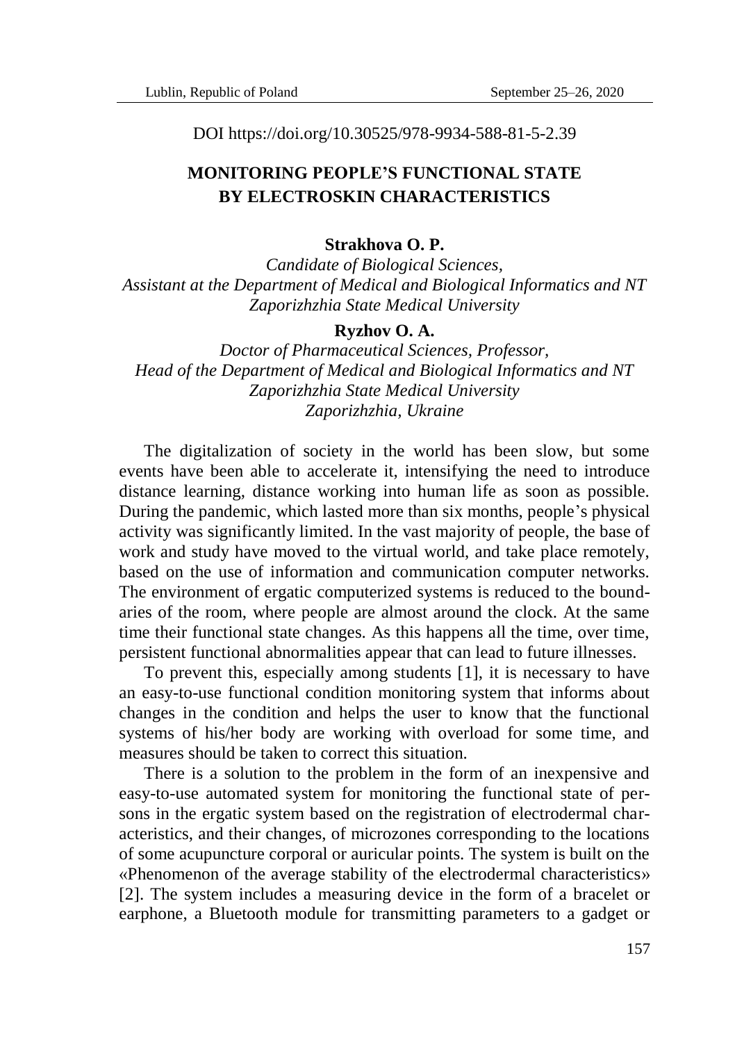DOI https://doi.org/10.30525/978-9934-588-81-5-2.39

# MONITORING PEOPLE'S FUNCTIONAL STATE BY ELECTROSKIN CHARACTERISTICS

**Strakhova O. P.**

*Candidate of Biological Sciences,*
*Assistant at the Department of Medical and Biological Informatics and NT*
*Zaporizhzhia State Medical University*

**Ryzhov O. A.**

*Doctor of Pharmaceutical Sciences, Professor,*
*Head of the Department of Medical and Biological Informatics and NT*
*Zaporizhzhia State Medical University*
*Zaporizhzhia, Ukraine*

The digitalization of society in the world has been slow, but some events have been able to accelerate it, intensifying the need to introduce distance learning, distance working into human life as soon as possible. During the pandemic, which lasted more than six months, people's physical activity was significantly limited. In the vast majority of people, the base of work and study have moved to the virtual world, and take place remotely, based on the use of information and communication computer networks. The environment of ergatic computerized systems is reduced to the boundaries of the room, where people are almost around the clock. At the same time their functional state changes. As this happens all the time, over time, persistent functional abnormalities appear that can lead to future illnesses.

To prevent this, especially among students [1], it is necessary to have an easy-to-use functional condition monitoring system that informs about changes in the condition and helps the user to know that the functional systems of his/her body are working with overload for some time, and measures should be taken to correct this situation.

There is a solution to the problem in the form of an inexpensive and easy-to-use automated system for monitoring the functional state of persons in the ergatic system based on the registration of electrodermal characteristics, and their changes, of microzones corresponding to the locations of some acupuncture corporal or auricular points. The system is built on the «Phenomenon of the average stability of the electrodermal characteristics» [2]. The system includes a measuring device in the form of a bracelet or earphone, a Bluetooth module for transmitting parameters to a gadget or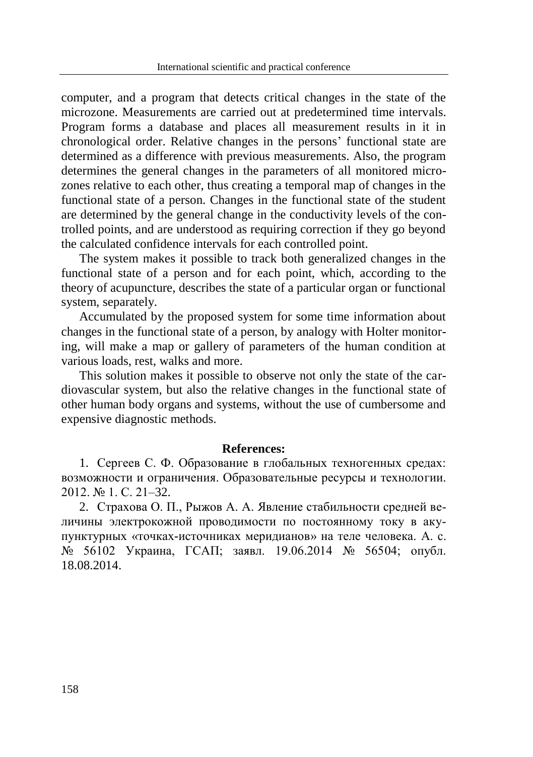computer, and a program that detects critical changes in the state of the microzone. Measurements are carried out at predetermined time intervals. Program forms a database and places all measurement results in it in chronological order. Relative changes in the persons' functional state are determined as a difference with previous measurements. Also, the program determines the general changes in the parameters of all monitored micro-zones relative to each other, thus creating a temporal map of changes in the functional state of a person. Changes in the functional state of the student are determined by the general change in the conductivity levels of the controlled points, and are understood as requiring correction if they go beyond the calculated confidence intervals for each controlled point.

The system makes it possible to track both generalized changes in the functional state of a person and for each point, which, according to the theory of acupuncture, describes the state of a particular organ or functional system, separately.

Accumulated by the proposed system for some time information about changes in the functional state of a person, by analogy with Holter monitoring, will make a map or gallery of parameters of the human condition at various loads, rest, walks and more.

This solution makes it possible to observe not only the state of the cardiovascular system, but also the relative changes in the functional state of other human body organs and systems, without the use of cumbersome and expensive diagnostic methods.

**References:**

1. Сергеев С. Ф. Образование в глобальных техногенных средах: возможности и ограничения. Образовательные ресурсы и технологии. 2012. № 1. С. 21–32.
2. Страхова О. П., Рыжов А. А. Явление стабильности средней величины электрокожной проводимости по постоянному току в акупунктурных «точках-источниках меридианов» на теле человека. А. с. № 56102 Украина, ГСАП; заявл. 19.06.2014 № 56504; опубл. 18.08.2014.